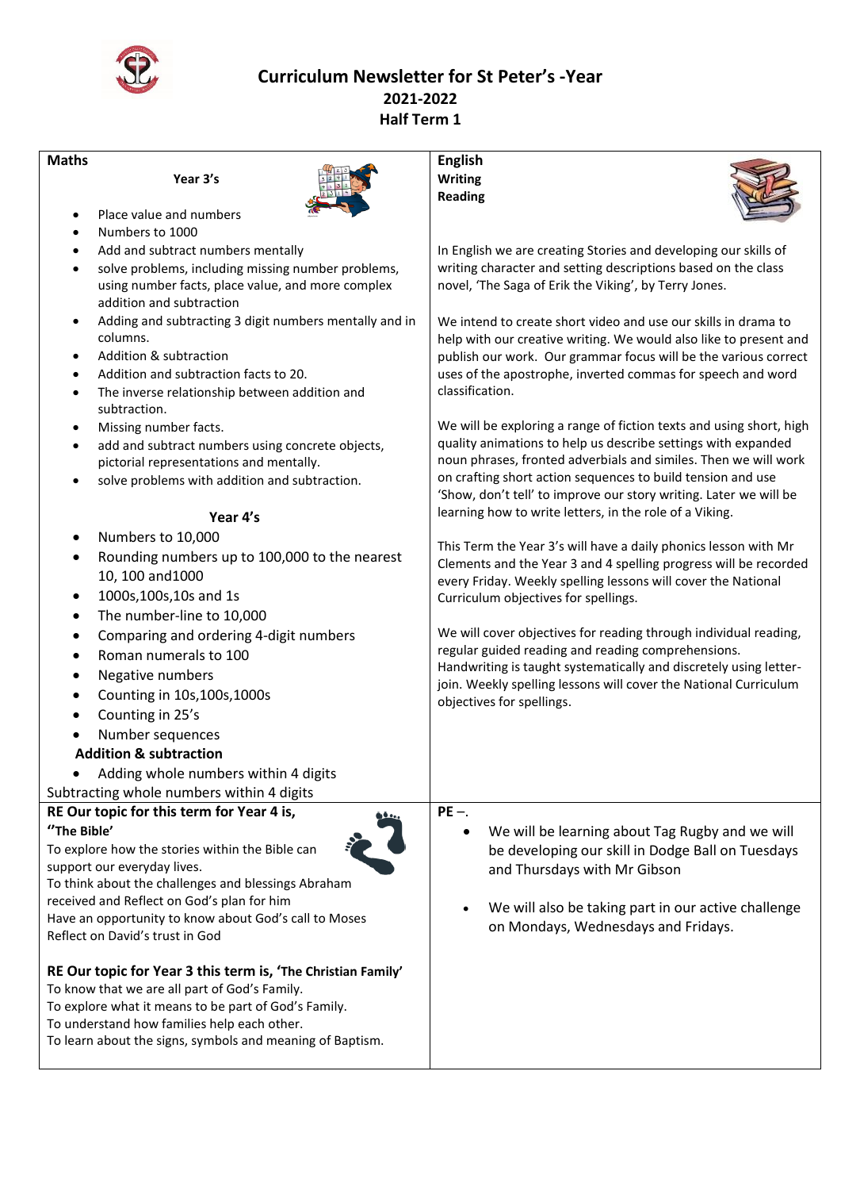# Curriculum Newsletter for St Peter's -Year
## 2021-2022
## Half Term 1

## Maths

### Year 3's

- Place value and numbers
- Numbers to 1000
- Add and subtract numbers mentally
- solve problems, including missing number problems, using number facts, place value, and more complex addition and subtraction
- Adding and subtracting 3 digit numbers mentally and in columns.
- Addition & subtraction
- Addition and subtraction facts to 20.
- The inverse relationship between addition and subtraction.
- Missing number facts.
- add and subtract numbers using concrete objects, pictorial representations and mentally.
- solve problems with addition and subtraction.

### Year 4's

- Numbers to 10,000
- Rounding numbers up to 100,000 to the nearest 10, 100 and1000
- 1000s,100s,10s and 1s
- The number-line to 10,000
- Comparing and ordering 4-digit numbers
- Roman numerals to 100
- Negative numbers
- Counting in 10s,100s,1000s
- Counting in 25's
- Number sequences

**Addition & subtraction**

- Adding whole numbers within 4 digits

Subtracting whole numbers within 4 digits

## English

**Writing**

**Reading**

In English we are creating Stories and developing our skills of writing character and setting descriptions based on the class novel, 'The Saga of Erik the Viking', by Terry Jones.

We intend to create short video and use our skills in drama to help with our creative writing. We would also like to present and publish our work. Our grammar focus will be the various correct uses of the apostrophe, inverted commas for speech and word classification.

We will be exploring a range of fiction texts and using short, high quality animations to help us describe settings with expanded noun phrases, fronted adverbials and similes. Then we will work on crafting short action sequences to build tension and use 'Show, don't tell' to improve our story writing. Later we will be learning how to write letters, in the role of a Viking.

This Term the Year 3's will have a daily phonics lesson with Mr Clements and the Year 3 and 4 spelling progress will be recorded every Friday. Weekly spelling lessons will cover the National Curriculum objectives for spellings.

We will cover objectives for reading through individual reading, regular guided reading and reading comprehensions. Handwriting is taught systematically and discretely using letter-join. Weekly spelling lessons will cover the National Curriculum objectives for spellings.

## RE Our topic for this term for Year 4 is, ''The Bible'

To explore how the stories within the Bible can support our everyday lives.
To think about the challenges and blessings Abraham received and Reflect on God's plan for him
Have an opportunity to know about God's call to Moses
Reflect on David's trust in God

## RE Our topic for Year 3 this term is, 'The Christian Family'

To know that we are all part of God's Family.
To explore what it means to be part of God's Family.
To understand how families help each other.
To learn about the signs, symbols and meaning of Baptism.

## PE –.

- We will be learning about Tag Rugby and we will be developing our skill in Dodge Ball on Tuesdays and Thursdays with Mr Gibson
- We will also be taking part in our active challenge on Mondays, Wednesdays and Fridays.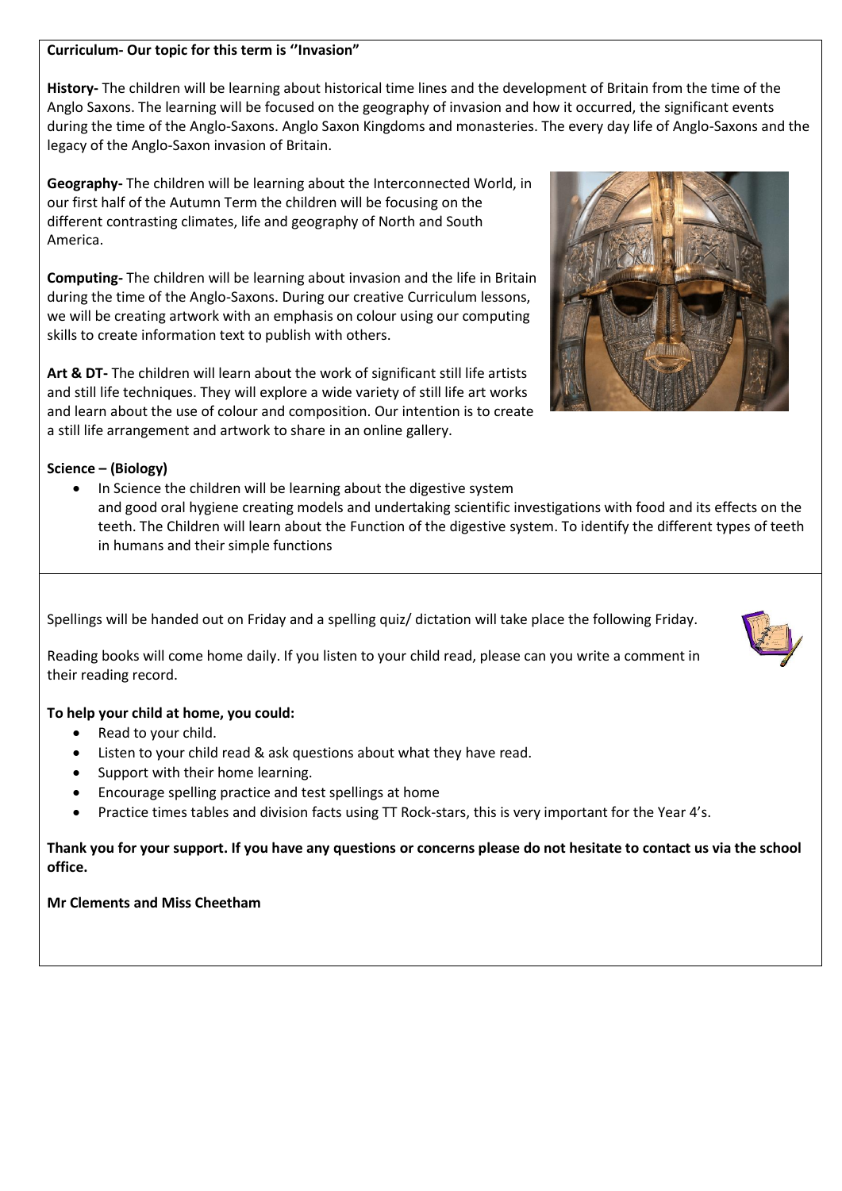**Curriculum- Our topic for this term is ''Invasion"**

**History-** The children will be learning about historical time lines and the development of Britain from the time of the Anglo Saxons. The learning will be focused on the geography of invasion and how it occurred, the significant events during the time of the Anglo-Saxons. Anglo Saxon Kingdoms and monasteries. The every day life of Anglo-Saxons and the legacy of the Anglo-Saxon invasion of Britain.

**Geography-** The children will be learning about the Interconnected World, in our first half of the Autumn Term the children will be focusing on the different contrasting climates, life and geography of North and South America.

**Computing-** The children will be learning about invasion and the life in Britain during the time of the Anglo-Saxons. During our creative Curriculum lessons, we will be creating artwork with an emphasis on colour using our computing skills to create information text to publish with others.

**Art & DT-** The children will learn about the work of significant still life artists and still life techniques. They will explore a wide variety of still life art works and learn about the use of colour and composition. Our intention is to create a still life arrangement and artwork to share in an online gallery.

**Science – (Biology)**

- In Science the children will be learning about the digestive system and good oral hygiene creating models and undertaking scientific investigations with food and its effects on the teeth. The Children will learn about the Function of the digestive system. To identify the different types of teeth in humans and their simple functions

Spellings will be handed out on Friday and a spelling quiz/ dictation will take place the following Friday.

Reading books will come home daily. If you listen to your child read, please can you write a comment in their reading record.

**To help your child at home, you could:**

- Read to your child.
- Listen to your child read & ask questions about what they have read.
- Support with their home learning.
- Encourage spelling practice and test spellings at home
- Practice times tables and division facts using TT Rock-stars, this is very important for the Year 4's.

**Thank you for your support. If you have any questions or concerns please do not hesitate to contact us via the school office.**

**Mr Clements and Miss Cheetham**